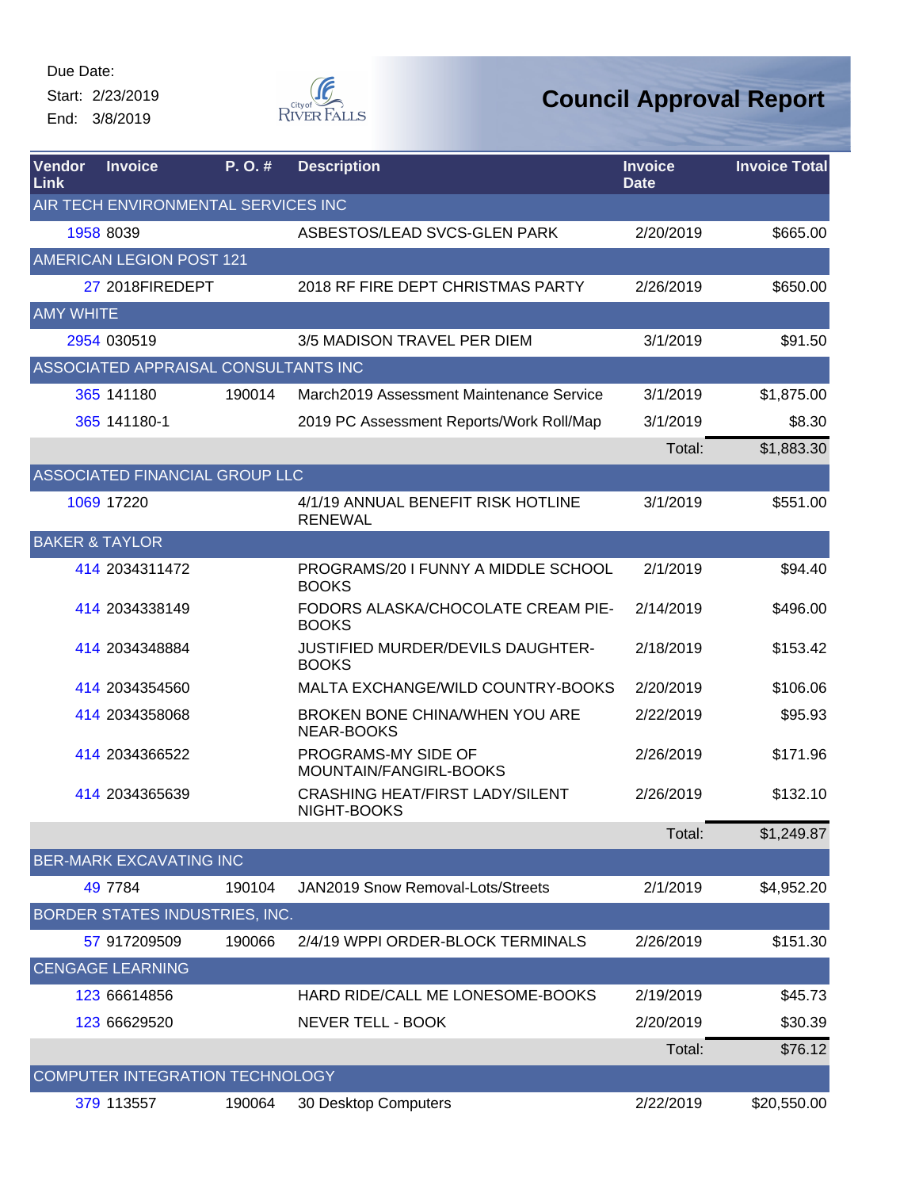Due Date:

Start: 2/23/2019

End: 3/8/2019

# Council Approval Report

| Vendor Link | Invoice | P. O. # | Description | Invoice Date | Invoice Total |
|---|---|---|---|---|---|
| AIR TECH ENVIRONMENTAL SERVICES INC | | | | | |
| 1958 | 8039 | | ASBESTOS/LEAD SVCS-GLEN PARK | 2/20/2019 | $665.00 |
| AMERICAN LEGION POST 121 | | | | | |
| 27 | 2018FIREDEPT | | 2018 RF FIRE DEPT CHRISTMAS PARTY | 2/26/2019 | $650.00 |
| AMY WHITE | | | | | |
| 2954 | 030519 | | 3/5 MADISON TRAVEL PER DIEM | 3/1/2019 | $91.50 |
| ASSOCIATED APPRAISAL CONSULTANTS INC | | | | | |
| 365 | 141180 | 190014 | March2019 Assessment Maintenance Service | 3/1/2019 | $1,875.00 |
| 365 | 141180-1 | | 2019 PC Assessment Reports/Work Roll/Map | 3/1/2019 | $8.30 |
| | | | | Total: | $1,883.30 |
| ASSOCIATED FINANCIAL GROUP LLC | | | | | |
| 1069 | 17220 | | 4/1/19 ANNUAL BENEFIT RISK HOTLINE RENEWAL | 3/1/2019 | $551.00 |
| BAKER & TAYLOR | | | | | |
| 414 | 2034311472 | | PROGRAMS/20 I FUNNY A MIDDLE SCHOOL BOOKS | 2/1/2019 | $94.40 |
| 414 | 2034338149 | | FODORS ALASKA/CHOCOLATE CREAM PIE-BOOKS | 2/14/2019 | $496.00 |
| 414 | 2034348884 | | JUSTIFIED MURDER/DEVILS DAUGHTER-BOOKS | 2/18/2019 | $153.42 |
| 414 | 2034354560 | | MALTA EXCHANGE/WILD COUNTRY-BOOKS | 2/20/2019 | $106.06 |
| 414 | 2034358068 | | BROKEN BONE CHINA/WHEN YOU ARE NEAR-BOOKS | 2/22/2019 | $95.93 |
| 414 | 2034366522 | | PROGRAMS-MY SIDE OF MOUNTAIN/FANGIRL-BOOKS | 2/26/2019 | $171.96 |
| 414 | 2034365639 | | CRASHING HEAT/FIRST LADY/SILENT NIGHT-BOOKS | 2/26/2019 | $132.10 |
| | | | | Total: | $1,249.87 |
| BER-MARK EXCAVATING INC | | | | | |
| 49 | 7784 | 190104 | JAN2019 Snow Removal-Lots/Streets | 2/1/2019 | $4,952.20 |
| BORDER STATES INDUSTRIES, INC. | | | | | |
| 57 | 917209509 | 190066 | 2/4/19 WPPI ORDER-BLOCK TERMINALS | 2/26/2019 | $151.30 |
| CENGAGE LEARNING | | | | | |
| 123 | 66614856 | | HARD RIDE/CALL ME LONESOME-BOOKS | 2/19/2019 | $45.73 |
| 123 | 66629520 | | NEVER TELL - BOOK | 2/20/2019 | $30.39 |
| | | | | Total: | $76.12 |
| COMPUTER INTEGRATION TECHNOLOGY | | | | | |
| 379 | 113557 | 190064 | 30 Desktop Computers | 2/22/2019 | $20,550.00 |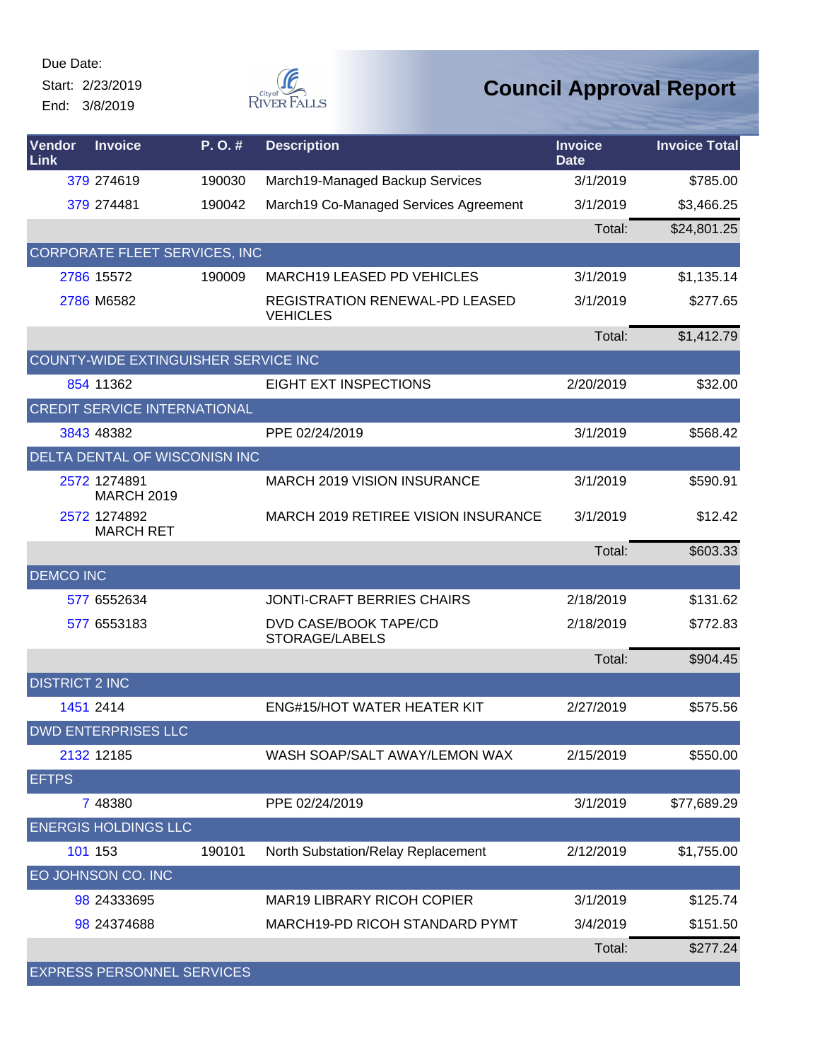Due Date:
Start: 2/23/2019
End: 3/8/2019

# Council Approval Report

| Vendor Link | Invoice | P. O. # | Description | Invoice Date | Invoice Total |
|---|---|---|---|---|---|
| 379 | 274619 | 190030 | March19-Managed Backup Services | 3/1/2019 | $785.00 |
| 379 | 274481 | 190042 | March19 Co-Managed Services Agreement | 3/1/2019 | $3,466.25 |
| | | | | Total: | $24,801.25 |
| **CORPORATE FLEET SERVICES, INC** | | | | | |
| 2786 | 15572 | 190009 | MARCH19 LEASED PD VEHICLES | 3/1/2019 | $1,135.14 |
| 2786 | M6582 | | REGISTRATION RENEWAL-PD LEASED VEHICLES | 3/1/2019 | $277.65 |
| | | | | Total: | $1,412.79 |
| **COUNTY-WIDE EXTINGUISHER SERVICE INC** | | | | | |
| 854 | 11362 | | EIGHT EXT INSPECTIONS | 2/20/2019 | $32.00 |
| **CREDIT SERVICE INTERNATIONAL** | | | | | |
| 3843 | 48382 | | PPE 02/24/2019 | 3/1/2019 | $568.42 |
| **DELTA DENTAL OF WISCONISN INC** | | | | | |
| 2572 | 1274891 MARCH 2019 | | MARCH 2019 VISION INSURANCE | 3/1/2019 | $590.91 |
| 2572 | 1274892 MARCH RET | | MARCH 2019 RETIREE VISION INSURANCE | 3/1/2019 | $12.42 |
| | | | | Total: | $603.33 |
| **DEMCO INC** | | | | | |
| 577 | 6552634 | | JONTI-CRAFT BERRIES CHAIRS | 2/18/2019 | $131.62 |
| 577 | 6553183 | | DVD CASE/BOOK TAPE/CD STORAGE/LABELS | 2/18/2019 | $772.83 |
| | | | | Total: | $904.45 |
| **DISTRICT 2 INC** | | | | | |
| 1451 | 2414 | | ENG#15/HOT WATER HEATER KIT | 2/27/2019 | $575.56 |
| **DWD ENTERPRISES LLC** | | | | | |
| 2132 | 12185 | | WASH SOAP/SALT AWAY/LEMON WAX | 2/15/2019 | $550.00 |
| **EFTPS** | | | | | |
| 7 | 48380 | | PPE 02/24/2019 | 3/1/2019 | $77,689.29 |
| **ENERGIS HOLDINGS LLC** | | | | | |
| 101 | 153 | 190101 | North Substation/Relay Replacement | 2/12/2019 | $1,755.00 |
| **EO JOHNSON CO. INC** | | | | | |
| 98 | 24333695 | | MAR19 LIBRARY RICOH COPIER | 3/1/2019 | $125.74 |
| 98 | 24374688 | | MARCH19-PD RICOH STANDARD PYMT | 3/4/2019 | $151.50 |
| | | | | Total: | $277.24 |
| **EXPRESS PERSONNEL SERVICES** | | | | | |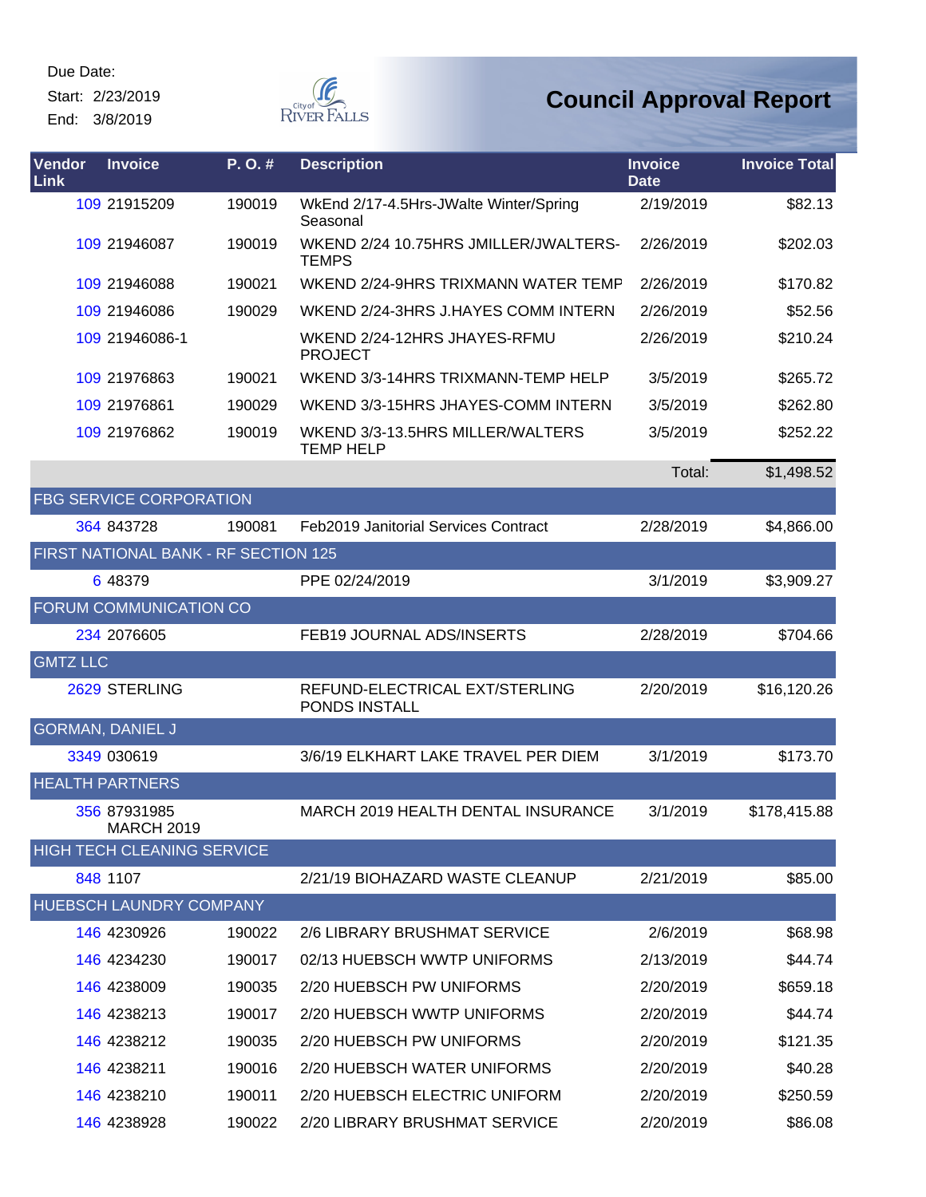Due Date:
Start: 2/23/2019
End: 3/8/2019

# Council Approval Report

| Vendor Link | Invoice | P. O. # | Description | Invoice Date | Invoice Total |
|---|---|---|---|---|---|
| 109 | 21915209 | 190019 | WkEnd 2/17-4.5Hrs-JWalte Winter/Spring Seasonal | 2/19/2019 | $82.13 |
| 109 | 21946087 | 190019 | WKEND 2/24 10.75HRS JMILLER/JWALTERS-TEMPS | 2/26/2019 | $202.03 |
| 109 | 21946088 | 190021 | WKEND 2/24-9HRS TRIXMANN WATER TEMP | 2/26/2019 | $170.82 |
| 109 | 21946086 | 190029 | WKEND 2/24-3HRS J.HAYES COMM INTERN | 2/26/2019 | $52.56 |
| 109 | 21946086-1 | | WKEND 2/24-12HRS JHAYES-RFMU PROJECT | 2/26/2019 | $210.24 |
| 109 | 21976863 | 190021 | WKEND 3/3-14HRS TRIXMANN-TEMP HELP | 3/5/2019 | $265.72 |
| 109 | 21976861 | 190029 | WKEND 3/3-15HRS JHAYES-COMM INTERN | 3/5/2019 | $262.80 |
| 109 | 21976862 | 190019 | WKEND 3/3-13.5HRS MILLER/WALTERS TEMP HELP | 3/5/2019 | $252.22 |
| | | | | Total: | $1,498.52 |
| FBG SERVICE CORPORATION | | | | | |
| 364 | 843728 | 190081 | Feb2019 Janitorial Services Contract | 2/28/2019 | $4,866.00 |
| FIRST NATIONAL BANK - RF SECTION 125 | | | | | |
| 6 | 48379 | | PPE 02/24/2019 | 3/1/2019 | $3,909.27 |
| FORUM COMMUNICATION CO | | | | | |
| 234 | 2076605 | | FEB19 JOURNAL ADS/INSERTS | 2/28/2019 | $704.66 |
| GMTZ LLC | | | | | |
| 2629 | STERLING | | REFUND-ELECTRICAL EXT/STERLING PONDS INSTALL | 2/20/2019 | $16,120.26 |
| GORMAN, DANIEL J | | | | | |
| 3349 | 030619 | | 3/6/19 ELKHART LAKE TRAVEL PER DIEM | 3/1/2019 | $173.70 |
| HEALTH PARTNERS | | | | | |
| 356 | 87931985 MARCH 2019 | | MARCH 2019 HEALTH DENTAL INSURANCE | 3/1/2019 | $178,415.88 |
| HIGH TECH CLEANING SERVICE | | | | | |
| 848 | 1107 | | 2/21/19 BIOHAZARD WASTE CLEANUP | 2/21/2019 | $85.00 |
| HUEBSCH LAUNDRY COMPANY | | | | | |
| 146 | 4230926 | 190022 | 2/6 LIBRARY BRUSHMAT SERVICE | 2/6/2019 | $68.98 |
| 146 | 4234230 | 190017 | 02/13 HUEBSCH WWTP UNIFORMS | 2/13/2019 | $44.74 |
| 146 | 4238009 | 190035 | 2/20 HUEBSCH PW UNIFORMS | 2/20/2019 | $659.18 |
| 146 | 4238213 | 190017 | 2/20 HUEBSCH WWTP UNIFORMS | 2/20/2019 | $44.74 |
| 146 | 4238212 | 190035 | 2/20 HUEBSCH PW UNIFORMS | 2/20/2019 | $121.35 |
| 146 | 4238211 | 190016 | 2/20 HUEBSCH WATER UNIFORMS | 2/20/2019 | $40.28 |
| 146 | 4238210 | 190011 | 2/20 HUEBSCH ELECTRIC UNIFORM | 2/20/2019 | $250.59 |
| 146 | 4238928 | 190022 | 2/20 LIBRARY BRUSHMAT SERVICE | 2/20/2019 | $86.08 |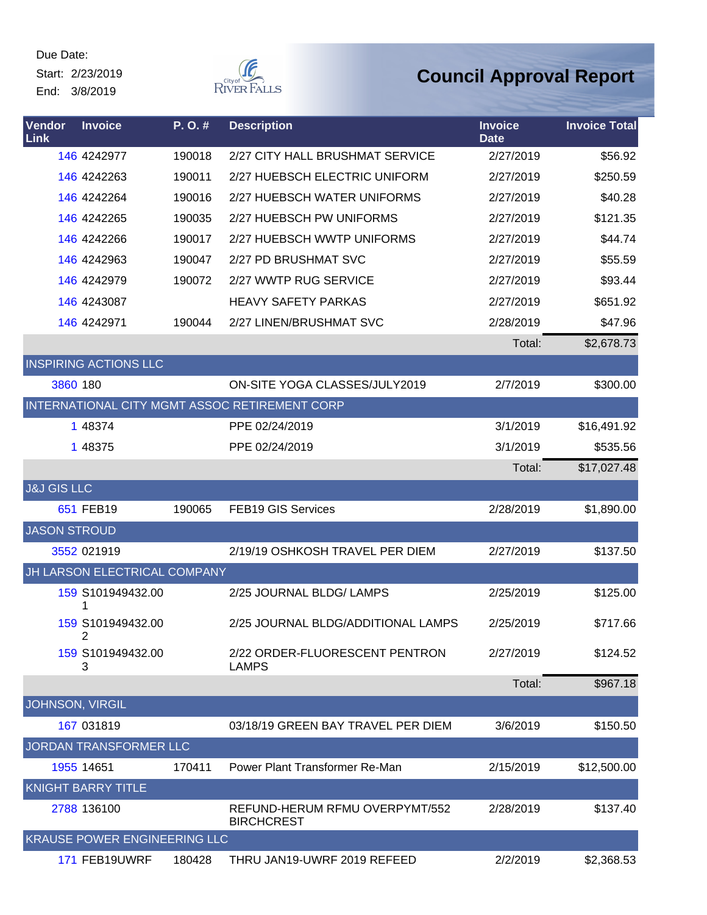Due Date:

Start: 2/23/2019

End: 3/8/2019

# Council Approval Report

| Vendor Link | Invoice | P. O. # | Description | Invoice Date | Invoice Total |
|---|---|---|---|---|---|
| 146 | 4242977 | 190018 | 2/27 CITY HALL BRUSHMAT SERVICE | 2/27/2019 | $56.92 |
| 146 | 4242263 | 190011 | 2/27 HUEBSCH ELECTRIC UNIFORM | 2/27/2019 | $250.59 |
| 146 | 4242264 | 190016 | 2/27 HUEBSCH WATER UNIFORMS | 2/27/2019 | $40.28 |
| 146 | 4242265 | 190035 | 2/27 HUEBSCH PW UNIFORMS | 2/27/2019 | $121.35 |
| 146 | 4242266 | 190017 | 2/27 HUEBSCH WWTP UNIFORMS | 2/27/2019 | $44.74 |
| 146 | 4242963 | 190047 | 2/27 PD BRUSHMAT SVC | 2/27/2019 | $55.59 |
| 146 | 4242979 | 190072 | 2/27 WWTP RUG SERVICE | 2/27/2019 | $93.44 |
| 146 | 4243087 | | HEAVY SAFETY PARKAS | 2/27/2019 | $651.92 |
| 146 | 4242971 | 190044 | 2/27 LINEN/BRUSHMAT SVC | 2/28/2019 | $47.96 |
| | | | | Total: | $2,678.73 |
| INSPIRING ACTIONS LLC | | | | | |
| 3860 | 180 | | ON-SITE YOGA CLASSES/JULY2019 | 2/7/2019 | $300.00 |
| INTERNATIONAL CITY MGMT ASSOC RETIREMENT CORP | | | | | |
| 1 | 48374 | | PPE 02/24/2019 | 3/1/2019 | $16,491.92 |
| 1 | 48375 | | PPE 02/24/2019 | 3/1/2019 | $535.56 |
| | | | | Total: | $17,027.48 |
| J&J GIS LLC | | | | | |
| 651 | FEB19 | 190065 | FEB19 GIS Services | 2/28/2019 | $1,890.00 |
| JASON STROUD | | | | | |
| 3552 | 021919 | | 2/19/19 OSHKOSH TRAVEL PER DIEM | 2/27/2019 | $137.50 |
| JH LARSON ELECTRICAL COMPANY | | | | | |
| 159 | S101949432.001 | | 2/25 JOURNAL BLDG/ LAMPS | 2/25/2019 | $125.00 |
| 159 | S101949432.002 | | 2/25 JOURNAL BLDG/ADDITIONAL LAMPS | 2/25/2019 | $717.66 |
| 159 | S101949432.003 | | 2/22 ORDER-FLUORESCENT PENTRON LAMPS | 2/27/2019 | $124.52 |
| | | | | Total: | $967.18 |
| JOHNSON, VIRGIL | | | | | |
| 167 | 031819 | | 03/18/19 GREEN BAY TRAVEL PER DIEM | 3/6/2019 | $150.50 |
| JORDAN TRANSFORMER LLC | | | | | |
| 1955 | 14651 | 170411 | Power Plant Transformer Re-Man | 2/15/2019 | $12,500.00 |
| KNIGHT BARRY TITLE | | | | | |
| 2788 | 136100 | | REFUND-HERUM RFMU OVERPYMT/552 BIRCHCREST | 2/28/2019 | $137.40 |
| KRAUSE POWER ENGINEERING LLC | | | | | |
| 171 | FEB19UWRF | 180428 | THRU JAN19-UWRF 2019 REFEED | 2/2/2019 | $2,368.53 |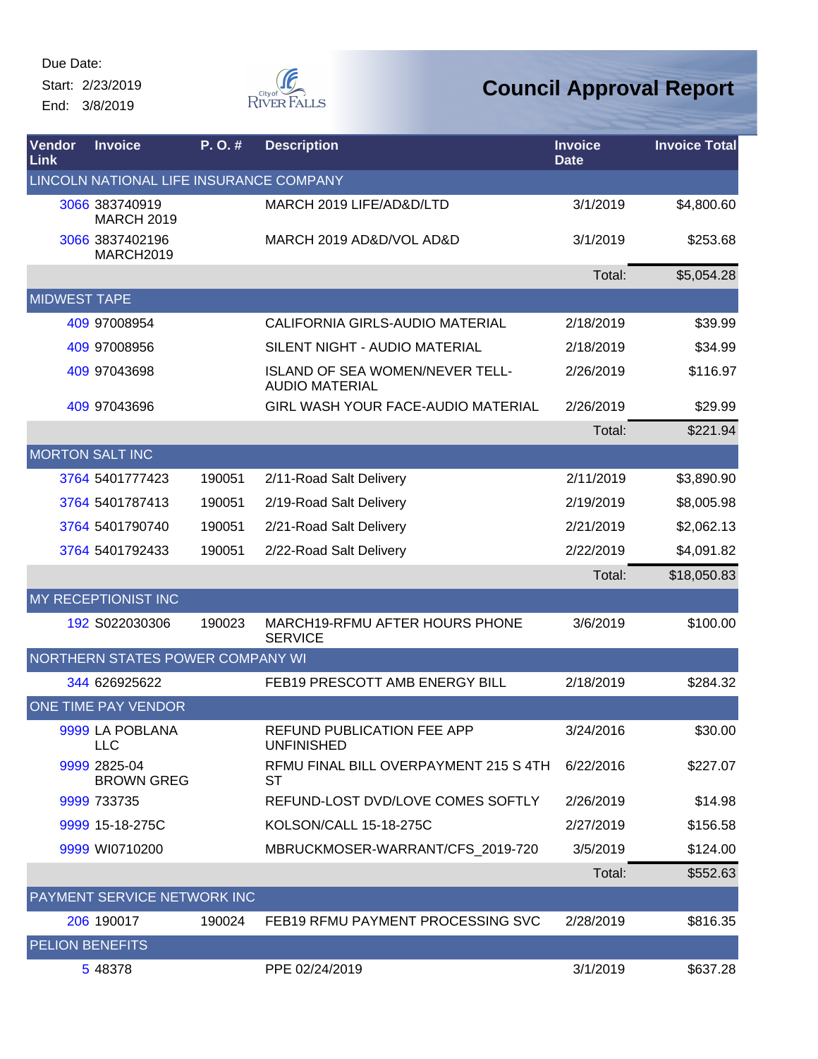Due Date:
Start: 2/23/2019
End: 3/8/2019

# Council Approval Report

| Vendor Link | Invoice | P. O. # | Description | Invoice Date | Invoice Total |
|---|---|---|---|---|---|
| LINCOLN NATIONAL LIFE INSURANCE COMPANY | | | | | |
| 3066 | 383740919 MARCH 2019 | | MARCH 2019 LIFE/AD&D/LTD | 3/1/2019 | $4,800.60 |
| 3066 | 3837402196 MARCH2019 | | MARCH 2019 AD&D/VOL AD&D | 3/1/2019 | $253.68 |
| | | | | Total: | $5,054.28 |
| MIDWEST TAPE | | | | | |
| 409 | 97008954 | | CALIFORNIA GIRLS-AUDIO MATERIAL | 2/18/2019 | $39.99 |
| 409 | 97008956 | | SILENT NIGHT - AUDIO MATERIAL | 2/18/2019 | $34.99 |
| 409 | 97043698 | | ISLAND OF SEA WOMEN/NEVER TELL-AUDIO MATERIAL | 2/26/2019 | $116.97 |
| 409 | 97043696 | | GIRL WASH YOUR FACE-AUDIO MATERIAL | 2/26/2019 | $29.99 |
| | | | | Total: | $221.94 |
| MORTON SALT INC | | | | | |
| 3764 | 5401777423 | 190051 | 2/11-Road Salt Delivery | 2/11/2019 | $3,890.90 |
| 3764 | 5401787413 | 190051 | 2/19-Road Salt Delivery | 2/19/2019 | $8,005.98 |
| 3764 | 5401790740 | 190051 | 2/21-Road Salt Delivery | 2/21/2019 | $2,062.13 |
| 3764 | 5401792433 | 190051 | 2/22-Road Salt Delivery | 2/22/2019 | $4,091.82 |
| | | | | Total: | $18,050.83 |
| MY RECEPTIONIST INC | | | | | |
| 192 | S022030306 | 190023 | MARCH19-RFMU AFTER HOURS PHONE SERVICE | 3/6/2019 | $100.00 |
| NORTHERN STATES POWER COMPANY WI | | | | | |
| 344 | 626925622 | | FEB19 PRESCOTT AMB ENERGY BILL | 2/18/2019 | $284.32 |
| ONE TIME PAY VENDOR | | | | | |
| 9999 | LA POBLANA LLC | | REFUND PUBLICATION FEE APP UNFINISHED | 3/24/2016 | $30.00 |
| 9999 | 2825-04 BROWN GREG | | RFMU FINAL BILL OVERPAYMENT 215 S 4TH ST | 6/22/2016 | $227.07 |
| 9999 | 733735 | | REFUND-LOST DVD/LOVE COMES SOFTLY | 2/26/2019 | $14.98 |
| 9999 | 15-18-275C | | KOLSON/CALL 15-18-275C | 2/27/2019 | $156.58 |
| 9999 | WI0710200 | | MBRUCKMOSER-WARRANT/CFS_2019-720 | 3/5/2019 | $124.00 |
| | | | | Total: | $552.63 |
| PAYMENT SERVICE NETWORK INC | | | | | |
| 206 | 190017 | 190024 | FEB19 RFMU PAYMENT PROCESSING SVC | 2/28/2019 | $816.35 |
| PELION BENEFITS | | | | | |
| 5 | 48378 | | PPE 02/24/2019 | 3/1/2019 | $637.28 |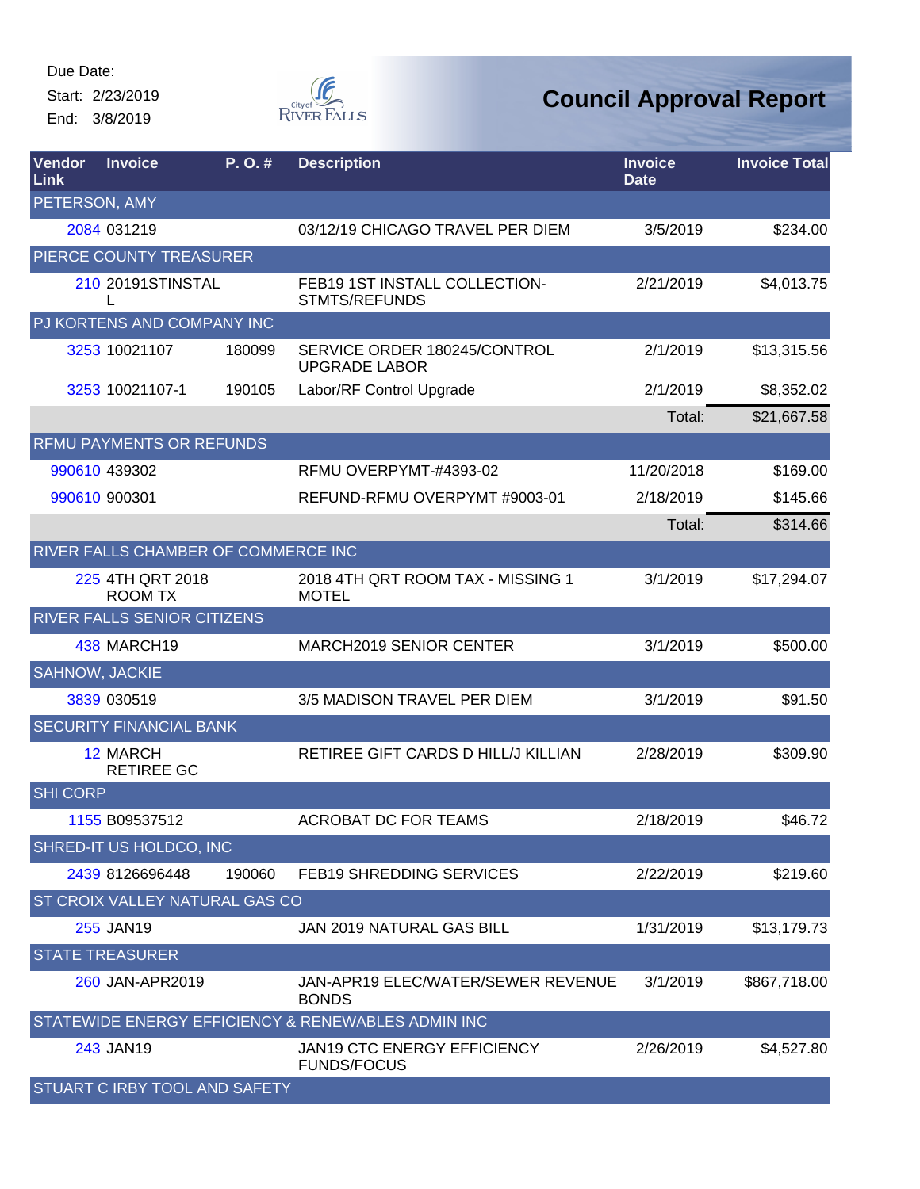Due Date:

Start: 2/23/2019

End: 3/8/2019

# Council Approval Report

| Vendor Link | Invoice | P. O. # | Description | Invoice Date | Invoice Total |
|---|---|---|---|---|---|
| PETERSON, AMY | | | | | |
| 2084 | 031219 | | 03/12/19 CHICAGO TRAVEL PER DIEM | 3/5/2019 | $234.00 |
| PIERCE COUNTY TREASURER | | | | | |
| 210 | 20191STINSTALL | | FEB19 1ST INSTALL COLLECTION-STMTS/REFUNDS | 2/21/2019 | $4,013.75 |
| PJ KORTENS AND COMPANY INC | | | | | |
| 3253 | 10021107 | 180099 | SERVICE ORDER 180245/CONTROL UPGRADE LABOR | 2/1/2019 | $13,315.56 |
| 3253 | 10021107-1 | 190105 | Labor/RF Control Upgrade | 2/1/2019 | $8,352.02 |
| | | | | Total: | $21,667.58 |
| RFMU PAYMENTS OR REFUNDS | | | | | |
| 990610 | 439302 | | RFMU OVERPYMT-#4393-02 | 11/20/2018 | $169.00 |
| 990610 | 900301 | | REFUND-RFMU OVERPYMT #9003-01 | 2/18/2019 | $145.66 |
| | | | | Total: | $314.66 |
| RIVER FALLS CHAMBER OF COMMERCE INC | | | | | |
| 225 | 4TH QRT 2018 ROOM TX | | 2018 4TH QRT ROOM TAX - MISSING 1 MOTEL | 3/1/2019 | $17,294.07 |
| RIVER FALLS SENIOR CITIZENS | | | | | |
| 438 | MARCH19 | | MARCH2019 SENIOR CENTER | 3/1/2019 | $500.00 |
| SAHNOW, JACKIE | | | | | |
| 3839 | 030519 | | 3/5 MADISON TRAVEL PER DIEM | 3/1/2019 | $91.50 |
| SECURITY FINANCIAL BANK | | | | | |
| 12 | MARCH RETIREE GC | | RETIREE GIFT CARDS D HILL/J KILLIAN | 2/28/2019 | $309.90 |
| SHI CORP | | | | | |
| 1155 | B09537512 | | ACROBAT DC FOR TEAMS | 2/18/2019 | $46.72 |
| SHRED-IT US HOLDCO, INC | | | | | |
| 2439 | 8126696448 | 190060 | FEB19 SHREDDING SERVICES | 2/22/2019 | $219.60 |
| ST CROIX VALLEY NATURAL GAS CO | | | | | |
| 255 | JAN19 | | JAN 2019 NATURAL GAS BILL | 1/31/2019 | $13,179.73 |
| STATE TREASURER | | | | | |
| 260 | JAN-APR2019 | | JAN-APR19 ELEC/WATER/SEWER REVENUE BONDS | 3/1/2019 | $867,718.00 |
| STATEWIDE ENERGY EFFICIENCY & RENEWABLES ADMIN INC | | | | | |
| 243 | JAN19 | | JAN19 CTC ENERGY EFFICIENCY FUNDS/FOCUS | 2/26/2019 | $4,527.80 |
| STUART C IRBY TOOL AND SAFETY | | | | | |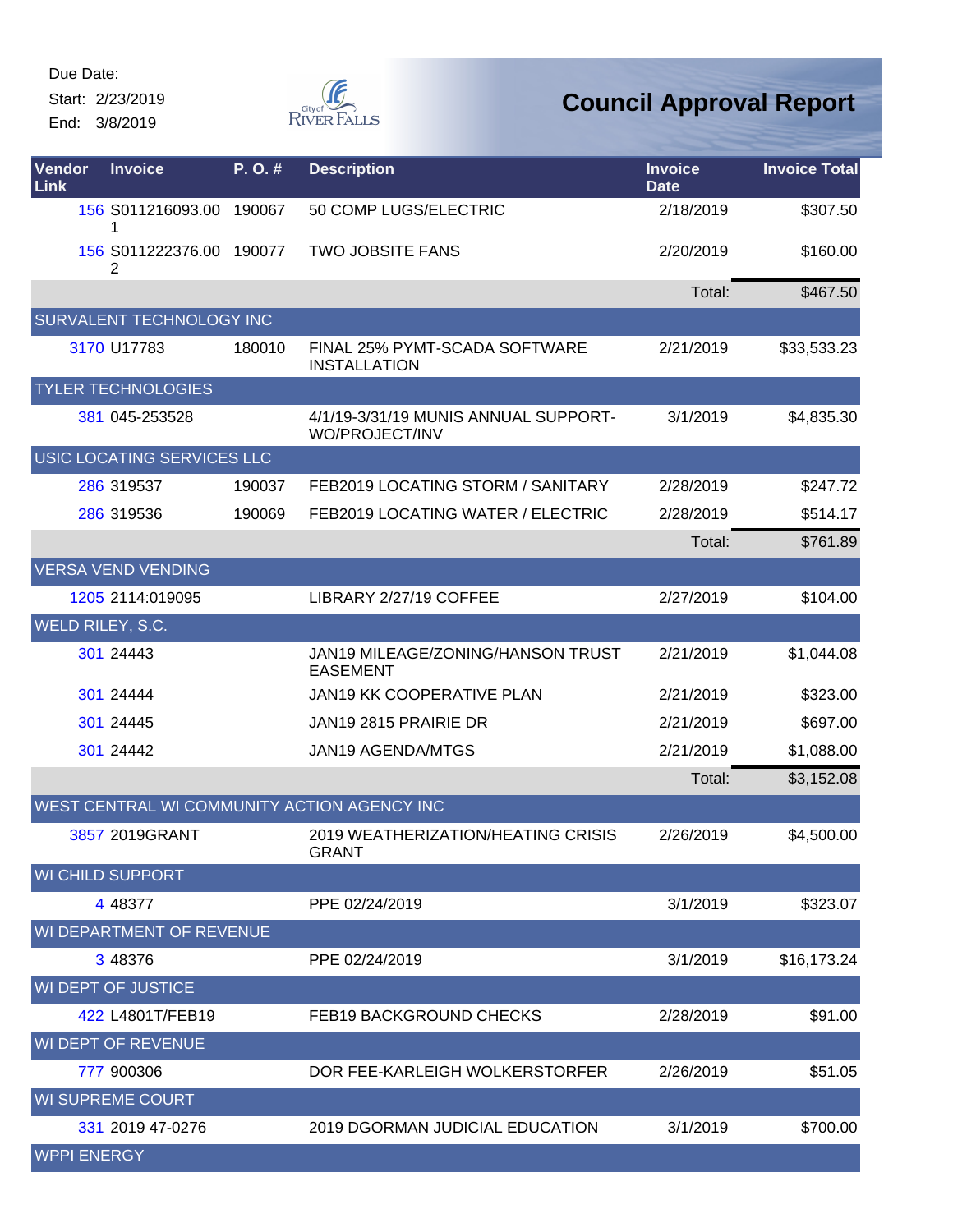Due Date:

Start: 2/23/2019

End: 3/8/2019

# Council Approval Report

| Vendor Link | Invoice | P. O. # | Description | Invoice Date | Invoice Total |
|---|---|---|---|---|---|
| 156 | S011216093.001 | 190067 | 50 COMP LUGS/ELECTRIC | 2/18/2019 | $307.50 |
| 156 | S011222376.002 | 190077 | TWO JOBSITE FANS | 2/20/2019 | $160.00 |
| | | | | Total: | $467.50 |
| SURVALENT TECHNOLOGY INC | | | | | |
| 3170 | U17783 | 180010 | FINAL 25% PYMT-SCADA SOFTWARE INSTALLATION | 2/21/2019 | $33,533.23 |
| TYLER TECHNOLOGIES | | | | | |
| 381 | 045-253528 | | 4/1/19-3/31/19 MUNIS ANNUAL SUPPORT-WO/PROJECT/INV | 3/1/2019 | $4,835.30 |
| USIC LOCATING SERVICES LLC | | | | | |
| 286 | 319537 | 190037 | FEB2019 LOCATING STORM / SANITARY | 2/28/2019 | $247.72 |
| 286 | 319536 | 190069 | FEB2019 LOCATING WATER / ELECTRIC | 2/28/2019 | $514.17 |
| | | | | Total: | $761.89 |
| VERSA VEND VENDING | | | | | |
| 1205 | 2114:019095 | | LIBRARY 2/27/19 COFFEE | 2/27/2019 | $104.00 |
| WELD RILEY, S.C. | | | | | |
| 301 | 24443 | | JAN19 MILEAGE/ZONING/HANSON TRUST EASEMENT | 2/21/2019 | $1,044.08 |
| 301 | 24444 | | JAN19 KK COOPERATIVE PLAN | 2/21/2019 | $323.00 |
| 301 | 24445 | | JAN19 2815 PRAIRIE DR | 2/21/2019 | $697.00 |
| 301 | 24442 | | JAN19 AGENDA/MTGS | 2/21/2019 | $1,088.00 |
| | | | | Total: | $3,152.08 |
| WEST CENTRAL WI COMMUNITY ACTION AGENCY INC | | | | | |
| 3857 | 2019GRANT | | 2019 WEATHERIZATION/HEATING CRISIS GRANT | 2/26/2019 | $4,500.00 |
| WI CHILD SUPPORT | | | | | |
| 4 | 48377 | | PPE 02/24/2019 | 3/1/2019 | $323.07 |
| WI DEPARTMENT OF REVENUE | | | | | |
| 3 | 48376 | | PPE 02/24/2019 | 3/1/2019 | $16,173.24 |
| WI DEPT OF JUSTICE | | | | | |
| 422 | L4801T/FEB19 | | FEB19 BACKGROUND CHECKS | 2/28/2019 | $91.00 |
| WI DEPT OF REVENUE | | | | | |
| 777 | 900306 | | DOR FEE-KARLEIGH WOLKERSTORFER | 2/26/2019 | $51.05 |
| WI SUPREME COURT | | | | | |
| 331 | 2019 47-0276 | | 2019 DGORMAN JUDICIAL EDUCATION | 3/1/2019 | $700.00 |
| WPPI ENERGY | | | | | |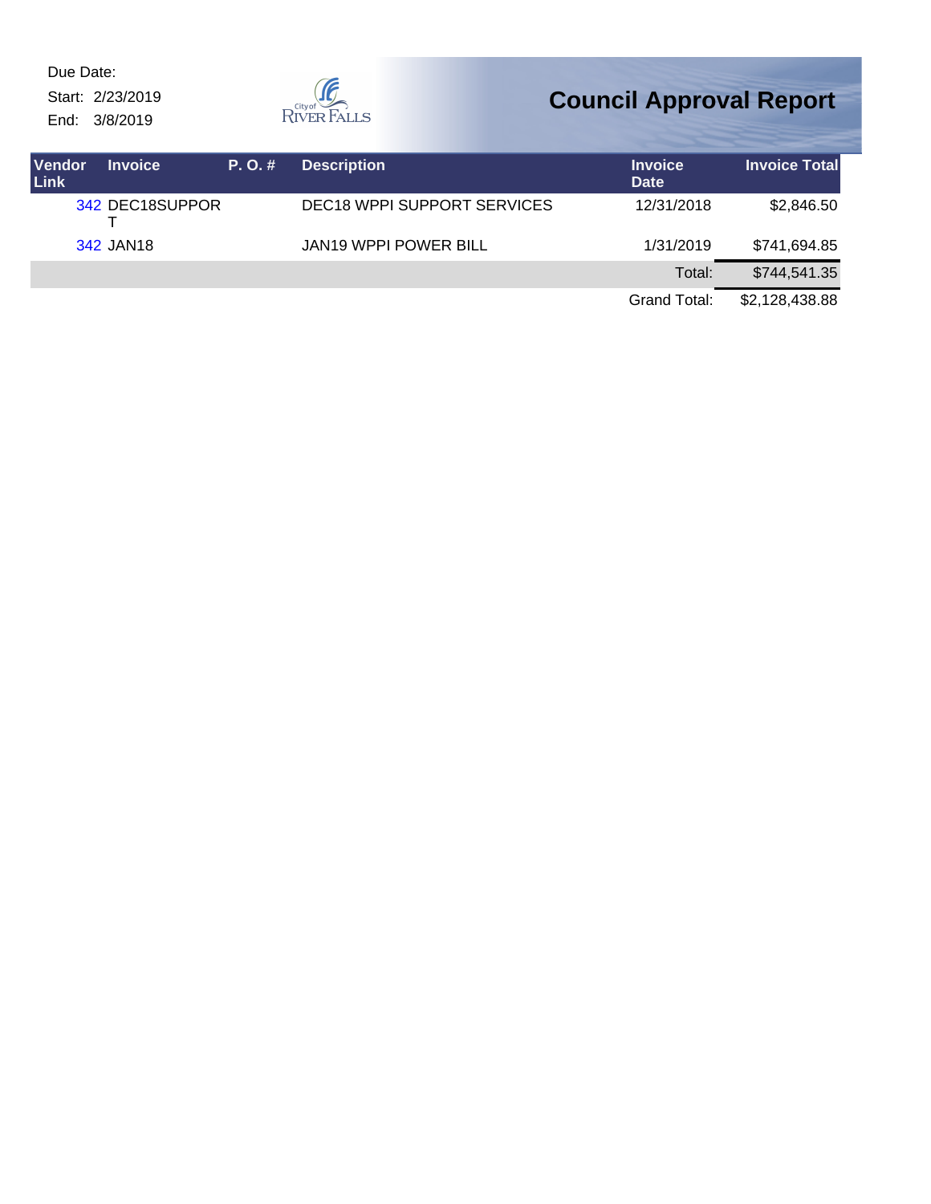Due Date:

Start: 2/23/2019

End: 3/8/2019

City of River Falls

# Council Approval Report

| Vendor Link | Invoice | P. O. # | Description | Invoice Date | Invoice Total |
|---|---|---|---|---|---|
| 342 | DEC18SUPPORT | | DEC18 WPPI SUPPORT SERVICES | 12/31/2018 | $2,846.50 |
| 342 | JAN18 | | JAN19 WPPI POWER BILL | 1/31/2019 | $741,694.85 |
| | | | | Total: | $744,541.35 |
| | | | | Grand Total: | $2,128,438.88 |